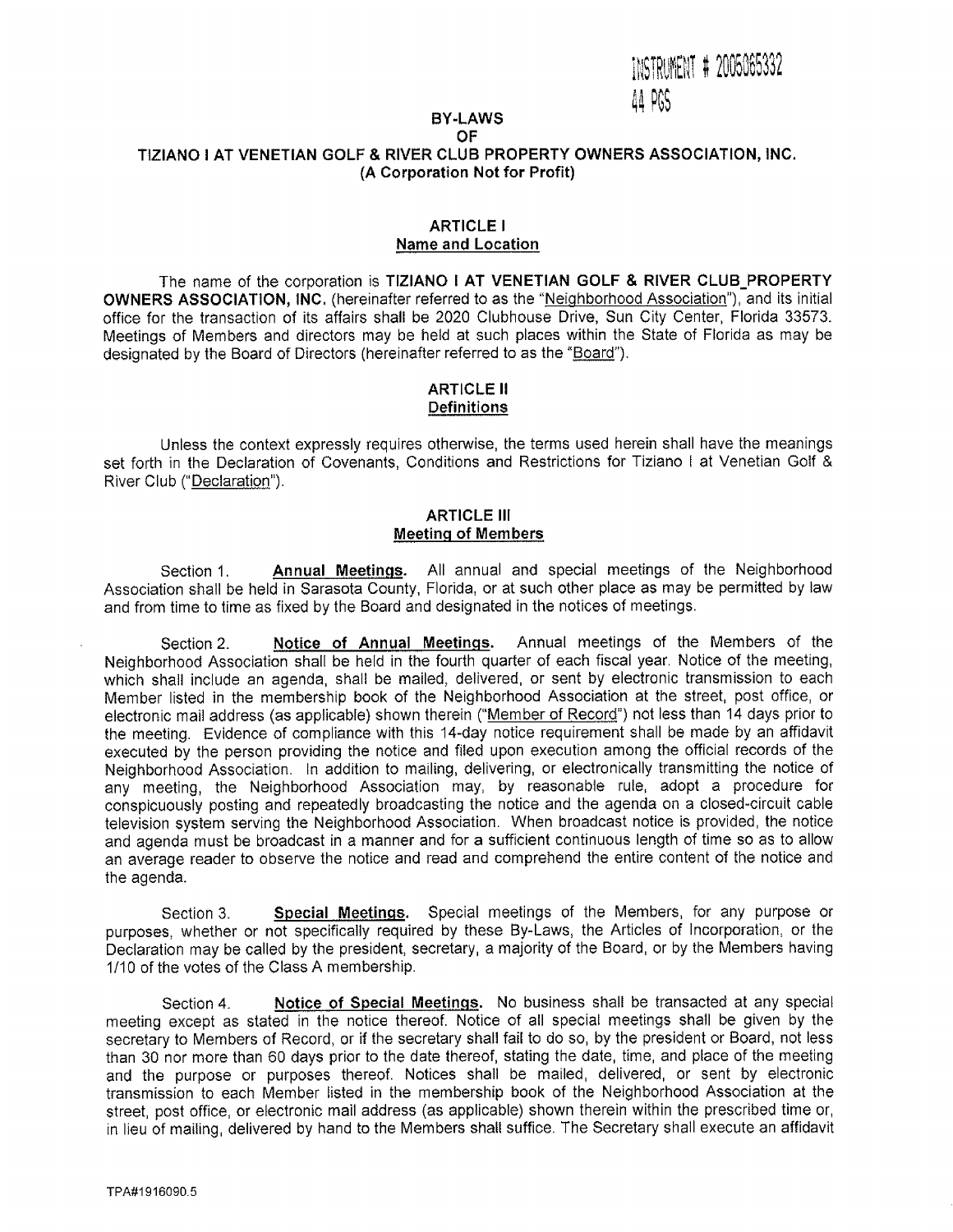INSTRUMENT # 2005065332
44 PGS

# BY-LAWS
# OF
# TIZIANO I AT VENETIAN GOLF & RIVER CLUB PROPERTY OWNERS ASSOCIATION, INC.
**(A Corporation Not for Profit)**

## ARTICLE I
## Name and Location

The name of the corporation is **TIZIANO I AT VENETIAN GOLF & RIVER CLUB PROPERTY OWNERS ASSOCIATION, INC.** (hereinafter referred to as the "Neighborhood Association"), and its initial office for the transaction of its affairs shall be 2020 Clubhouse Drive, Sun City Center, Florida 33573. Meetings of Members and directors may be held at such places within the State of Florida as may be designated by the Board of Directors (hereinafter referred to as the "Board").

## ARTICLE II
## Definitions

Unless the context expressly requires otherwise, the terms used herein shall have the meanings set forth in the Declaration of Covenants, Conditions and Restrictions for Tiziano I at Venetian Golf & River Club ("Declaration").

## ARTICLE III
## Meeting of Members

Section 1. **Annual Meetings.** All annual and special meetings of the Neighborhood Association shall be held in Sarasota County, Florida, or at such other place as may be permitted by law and from time to time as fixed by the Board and designated in the notices of meetings.

Section 2. **Notice of Annual Meetings.** Annual meetings of the Members of the Neighborhood Association shall be held in the fourth quarter of each fiscal year. Notice of the meeting, which shall include an agenda, shall be mailed, delivered, or sent by electronic transmission to each Member listed in the membership book of the Neighborhood Association at the street, post office, or electronic mail address (as applicable) shown therein ("Member of Record") not less than 14 days prior to the meeting. Evidence of compliance with this 14-day notice requirement shall be made by an affidavit executed by the person providing the notice and filed upon execution among the official records of the Neighborhood Association. In addition to mailing, delivering, or electronically transmitting the notice of any meeting, the Neighborhood Association may, by reasonable rule, adopt a procedure for conspicuously posting and repeatedly broadcasting the notice and the agenda on a closed-circuit cable television system serving the Neighborhood Association. When broadcast notice is provided, the notice and agenda must be broadcast in a manner and for a sufficient continuous length of time so as to allow an average reader to observe the notice and read and comprehend the entire content of the notice and the agenda.

Section 3. **Special Meetings.** Special meetings of the Members, for any purpose or purposes, whether or not specifically required by these By-Laws, the Articles of Incorporation, or the Declaration may be called by the president, secretary, a majority of the Board, or by the Members having 1/10 of the votes of the Class A membership.

Section 4. **Notice of Special Meetings.** No business shall be transacted at any special meeting except as stated in the notice thereof. Notice of all special meetings shall be given by the secretary to Members of Record, or if the secretary shall fail to do so, by the president or Board, not less than 30 nor more than 60 days prior to the date thereof, stating the date, time, and place of the meeting and the purpose or purposes thereof. Notices shall be mailed, delivered, or sent by electronic transmission to each Member listed in the membership book of the Neighborhood Association at the street, post office, or electronic mail address (as applicable) shown therein within the prescribed time or, in lieu of mailing, delivered by hand to the Members shall suffice. The Secretary shall execute an affidavit

TPA#1916090.5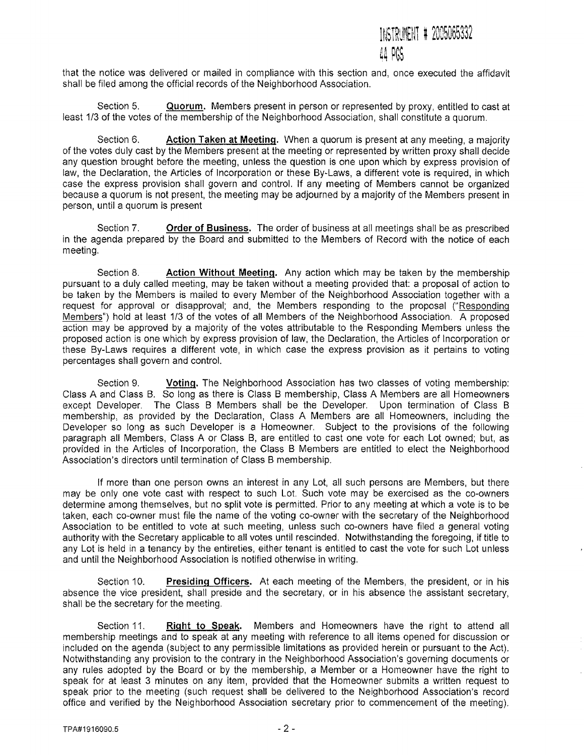that the notice was delivered or mailed in compliance with this section and, once executed the affidavit shall be filed among the official records of the Neighborhood Association.

Section 5. **Quorum.** Members present in person or represented by proxy, entitled to cast at least 1/3 of the votes of the membership of the Neighborhood Association, shall constitute a quorum.

Section 6. **Action Taken at Meeting.** When a quorum is present at any meeting, a majority of the votes duly cast by the Members present at the meeting or represented by written proxy shall decide any question brought before the meeting, unless the question is one upon which by express provision of law, the Declaration, the Articles of Incorporation or these By-Laws, a different vote is required, in which case the express provision shall govern and control. If any meeting of Members cannot be organized because a quorum is not present, the meeting may be adjourned by a majority of the Members present in person, until a quorum is present

Section 7. **Order of Business.** The order of business at all meetings shall be as prescribed in the agenda prepared by the Board and submitted to the Members of Record with the notice of each meeting.

Section 8. **Action Without Meeting.** Any action which may be taken by the membership pursuant to a duly called meeting, may be taken without a meeting provided that: a proposal of action to be taken by the Members is mailed to every Member of the Neighborhood Association together with a request for approval or disapproval; and, the Members responding to the proposal ("Responding Members") hold at least 1/3 of the votes of all Members of the Neighborhood Association. A proposed action may be approved by a majority of the votes attributable to the Responding Members unless the proposed action is one which by express provision of law, the Declaration, the Articles of Incorporation or these By-Laws requires a different vote, in which case the express provision as it pertains to voting percentages shall govern and control.

Section 9. **Voting.** The Neighborhood Association has two classes of voting membership: Class A and Class B. So long as there is Class B membership, Class A Members are all Homeowners except Developer. The Class B Members shall be the Developer. Upon termination of Class B membership, as provided by the Declaration, Class A Members are all Homeowners, including the Developer so long as such Developer is a Homeowner. Subject to the provisions of the following paragraph all Members, Class A or Class B, are entitled to cast one vote for each Lot owned; but, as provided in the Articles of Incorporation, the Class B Members are entitled to elect the Neighborhood Association's directors until termination of Class B membership.

If more than one person owns an interest in any Lot, all such persons are Members, but there may be only one vote cast with respect to such Lot. Such vote may be exercised as the co-owners determine among themselves, but no split vote is permitted. Prior to any meeting at which a vote is to be taken, each co-owner must file the name of the voting co-owner with the secretary of the Neighborhood Association to be entitled to vote at such meeting, unless such co-owners have filed a general voting authority with the Secretary applicable to all votes until rescinded. Notwithstanding the foregoing, if title to any Lot is held in a tenancy by the entireties, either tenant is entitled to cast the vote for such Lot unless and until the Neighborhood Association is notified otherwise in writing.

Section 10. **Presiding Officers.** At each meeting of the Members, the president, or in his absence the vice president, shall preside and the secretary, or in his absence the assistant secretary, shall be the secretary for the meeting.

Section 11. **Right to Speak.** Members and Homeowners have the right to attend all membership meetings and to speak at any meeting with reference to all items opened for discussion or included on the agenda (subject to any permissible limitations as provided herein or pursuant to the Act). Notwithstanding any provision to the contrary in the Neighborhood Association's governing documents or any rules adopted by the Board or by the membership, a Member or a Homeowner have the right to speak for at least 3 minutes on any item, provided that the Homeowner submits a written request to speak prior to the meeting (such request shall be delivered to the Neighborhood Association's record office and verified by the Neighborhood Association secretary prior to commencement of the meeting).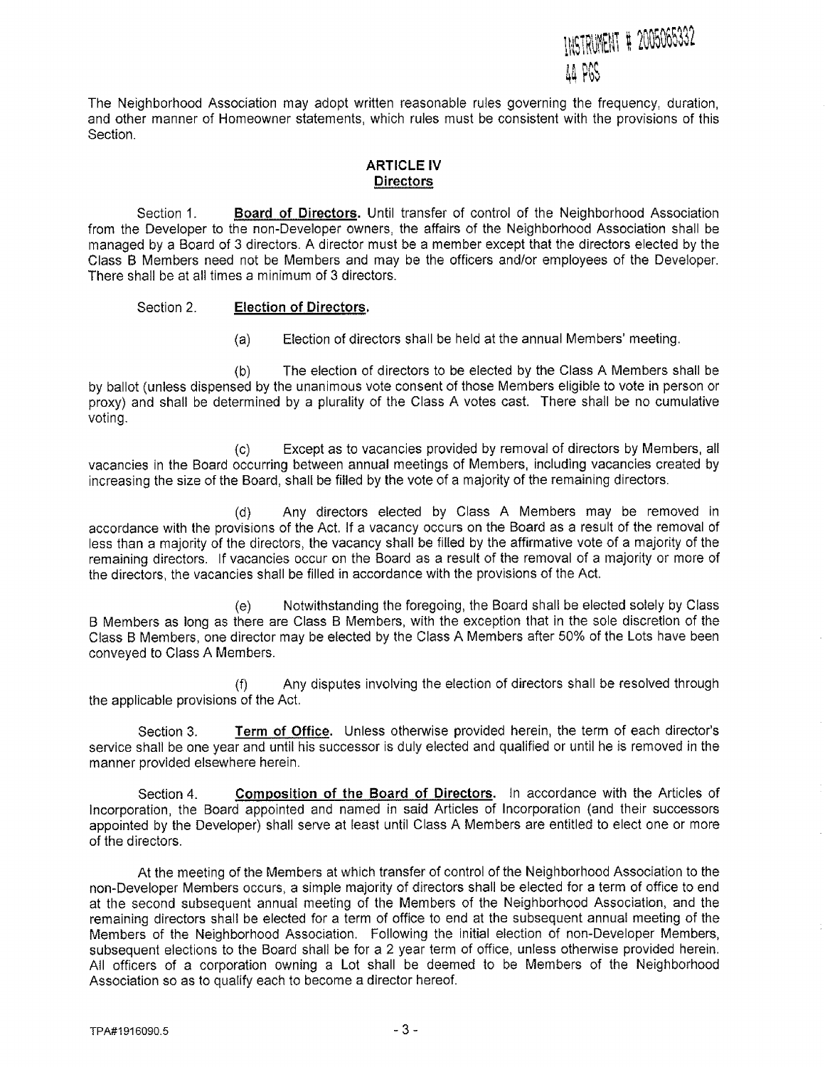The Neighborhood Association may adopt written reasonable rules governing the frequency, duration, and other manner of Homeowner statements, which rules must be consistent with the provisions of this Section.

## ARTICLE IV
## Directors

Section 1. **Board of Directors.** Until transfer of control of the Neighborhood Association from the Developer to the non-Developer owners, the affairs of the Neighborhood Association shall be managed by a Board of 3 directors. A director must be a member except that the directors elected by the Class B Members need not be Members and may be the officers and/or employees of the Developer. There shall be at all times a minimum of 3 directors.

Section 2. **Election of Directors.**

(a) Election of directors shall be held at the annual Members' meeting.

(b) The election of directors to be elected by the Class A Members shall be by ballot (unless dispensed by the unanimous vote consent of those Members eligible to vote in person or proxy) and shall be determined by a plurality of the Class A votes cast. There shall be no cumulative voting.

(c) Except as to vacancies provided by removal of directors by Members, all vacancies in the Board occurring between annual meetings of Members, including vacancies created by increasing the size of the Board, shall be filled by the vote of a majority of the remaining directors.

(d) Any directors elected by Class A Members may be removed in accordance with the provisions of the Act. If a vacancy occurs on the Board as a result of the removal of less than a majority of the directors, the vacancy shall be filled by the affirmative vote of a majority of the remaining directors. If vacancies occur on the Board as a result of the removal of a majority or more of the directors, the vacancies shall be filled in accordance with the provisions of the Act.

(e) Notwithstanding the foregoing, the Board shall be elected solely by Class B Members as long as there are Class B Members, with the exception that in the sole discretion of the Class B Members, one director may be elected by the Class A Members after 50% of the Lots have been conveyed to Class A Members.

(f) Any disputes involving the election of directors shall be resolved through the applicable provisions of the Act.

Section 3. **Term of Office.** Unless otherwise provided herein, the term of each director's service shall be one year and until his successor is duly elected and qualified or until he is removed in the manner provided elsewhere herein.

Section 4. **Composition of the Board of Directors.** In accordance with the Articles of Incorporation, the Board appointed and named in said Articles of Incorporation (and their successors appointed by the Developer) shall serve at least until Class A Members are entitled to elect one or more of the directors.

At the meeting of the Members at which transfer of control of the Neighborhood Association to the non-Developer Members occurs, a simple majority of directors shall be elected for a term of office to end at the second subsequent annual meeting of the Members of the Neighborhood Association, and the remaining directors shall be elected for a term of office to end at the subsequent annual meeting of the Members of the Neighborhood Association. Following the initial election of non-Developer Members, subsequent elections to the Board shall be for a 2 year term of office, unless otherwise provided herein. All officers of a corporation owning a Lot shall be deemed to be Members of the Neighborhood Association so as to qualify each to become a director hereof.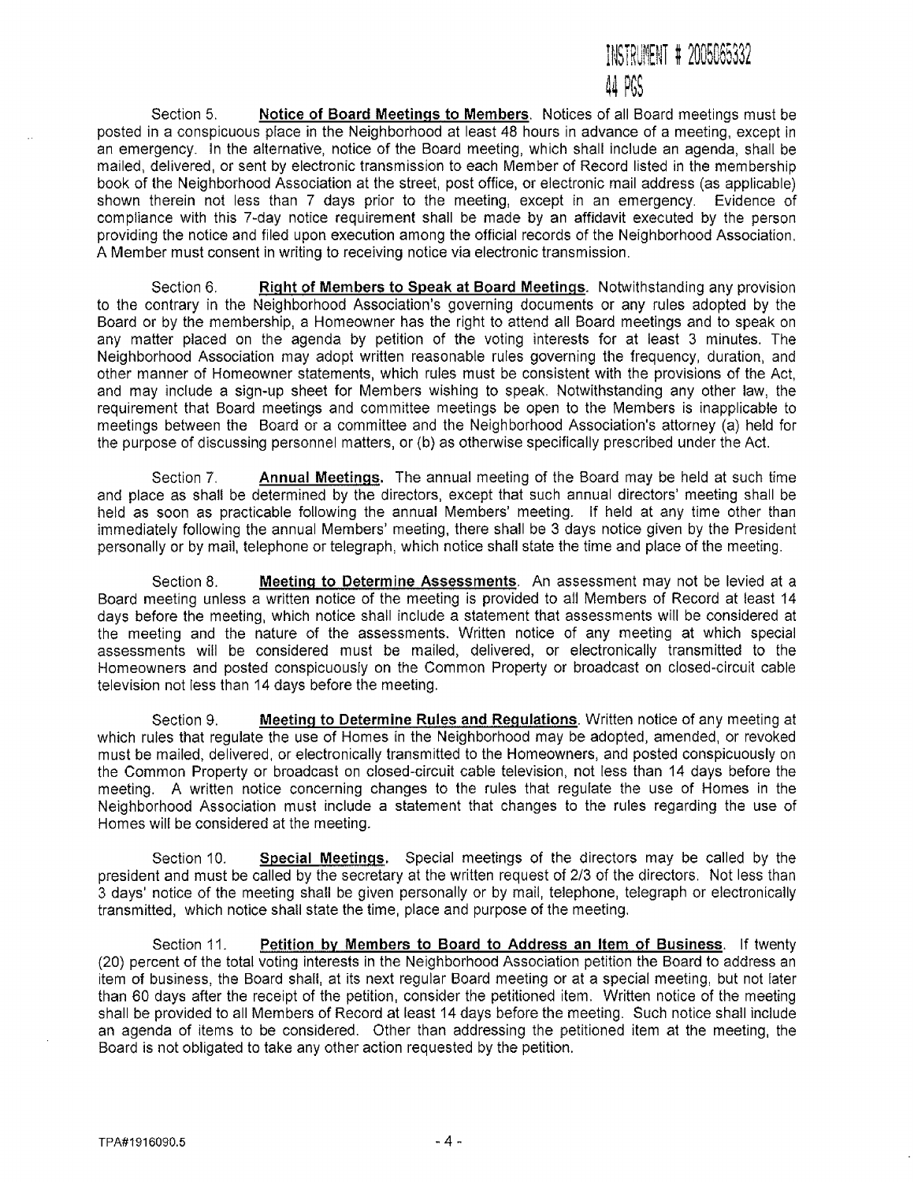INSTRUMENT # 2005065332
44 PGS

Section 5. **Notice of Board Meetings to Members**. Notices of all Board meetings must be posted in a conspicuous place in the Neighborhood at least 48 hours in advance of a meeting, except in an emergency. In the alternative, notice of the Board meeting, which shall include an agenda, shall be mailed, delivered, or sent by electronic transmission to each Member of Record listed in the membership book of the Neighborhood Association at the street, post office, or electronic mail address (as applicable) shown therein not less than 7 days prior to the meeting, except in an emergency. Evidence of compliance with this 7-day notice requirement shall be made by an affidavit executed by the person providing the notice and filed upon execution among the official records of the Neighborhood Association. A Member must consent in writing to receiving notice via electronic transmission.

Section 6. **Right of Members to Speak at Board Meetings**. Notwithstanding any provision to the contrary in the Neighborhood Association's governing documents or any rules adopted by the Board or by the membership, a Homeowner has the right to attend all Board meetings and to speak on any matter placed on the agenda by petition of the voting interests for at least 3 minutes. The Neighborhood Association may adopt written reasonable rules governing the frequency, duration, and other manner of Homeowner statements, which rules must be consistent with the provisions of the Act, and may include a sign-up sheet for Members wishing to speak. Notwithstanding any other law, the requirement that Board meetings and committee meetings be open to the Members is inapplicable to meetings between the Board or a committee and the Neighborhood Association's attorney (a) held for the purpose of discussing personnel matters, or (b) as otherwise specifically prescribed under the Act.

Section 7. **Annual Meetings**. The annual meeting of the Board may be held at such time and place as shall be determined by the directors, except that such annual directors' meeting shall be held as soon as practicable following the annual Members' meeting. If held at any time other than immediately following the annual Members' meeting, there shall be 3 days notice given by the President personally or by mail, telephone or telegraph, which notice shall state the time and place of the meeting.

Section 8. **Meeting to Determine Assessments**. An assessment may not be levied at a Board meeting unless a written notice of the meeting is provided to all Members of Record at least 14 days before the meeting, which notice shall include a statement that assessments will be considered at the meeting and the nature of the assessments. Written notice of any meeting at which special assessments will be considered must be mailed, delivered, or electronically transmitted to the Homeowners and posted conspicuously on the Common Property or broadcast on closed-circuit cable television not less than 14 days before the meeting.

Section 9. **Meeting to Determine Rules and Regulations**. Written notice of any meeting at which rules that regulate the use of Homes in the Neighborhood may be adopted, amended, or revoked must be mailed, delivered, or electronically transmitted to the Homeowners, and posted conspicuously on the Common Property or broadcast on closed-circuit cable television, not less than 14 days before the meeting. A written notice concerning changes to the rules that regulate the use of Homes in the Neighborhood Association must include a statement that changes to the rules regarding the use of Homes will be considered at the meeting.

Section 10. **Special Meetings**. Special meetings of the directors may be called by the president and must be called by the secretary at the written request of 2/3 of the directors. Not less than 3 days' notice of the meeting shall be given personally or by mail, telephone, telegraph or electronically transmitted, which notice shall state the time, place and purpose of the meeting.

Section 11. **Petition by Members to Board to Address an Item of Business**. If twenty (20) percent of the total voting interests in the Neighborhood Association petition the Board to address an item of business, the Board shall, at its next regular Board meeting or at a special meeting, but not later than 60 days after the receipt of the petition, consider the petitioned item. Written notice of the meeting shall be provided to all Members of Record at least 14 days before the meeting. Such notice shall include an agenda of items to be considered. Other than addressing the petitioned item at the meeting, the Board is not obligated to take any other action requested by the petition.

TPA#1916090.5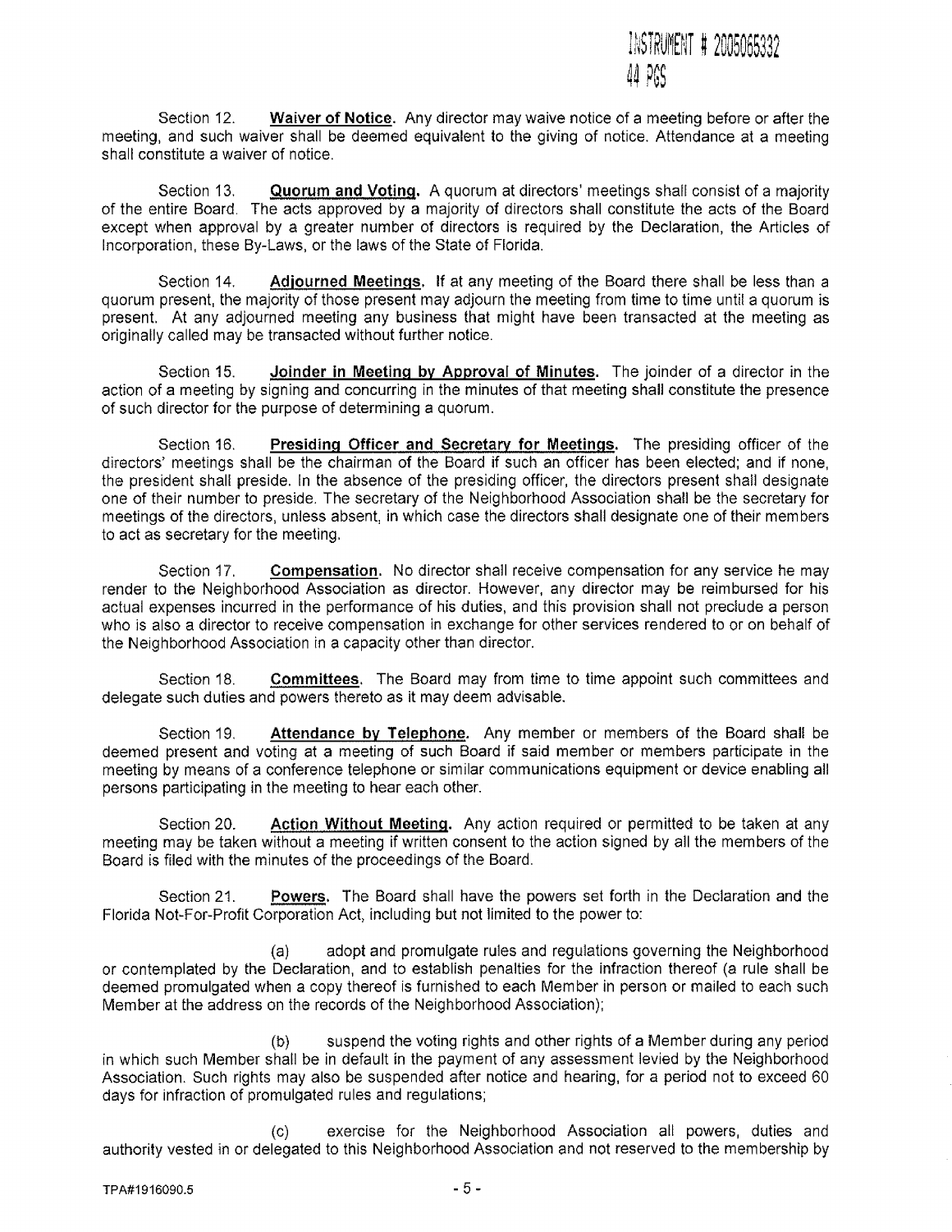Section 12. **Waiver of Notice.** Any director may waive notice of a meeting before or after the meeting, and such waiver shall be deemed equivalent to the giving of notice. Attendance at a meeting shall constitute a waiver of notice.

Section 13. **Quorum and Voting.** A quorum at directors' meetings shall consist of a majority of the entire Board. The acts approved by a majority of directors shall constitute the acts of the Board except when approval by a greater number of directors is required by the Declaration, the Articles of Incorporation, these By-Laws, or the laws of the State of Florida.

Section 14. **Adjourned Meetings.** If at any meeting of the Board there shall be less than a quorum present, the majority of those present may adjourn the meeting from time to time until a quorum is present. At any adjourned meeting any business that might have been transacted at the meeting as originally called may be transacted without further notice.

Section 15. **Joinder in Meeting by Approval of Minutes.** The joinder of a director in the action of a meeting by signing and concurring in the minutes of that meeting shall constitute the presence of such director for the purpose of determining a quorum.

Section 16. **Presiding Officer and Secretary for Meetings.** The presiding officer of the directors' meetings shall be the chairman of the Board if such an officer has been elected; and if none, the president shall preside. In the absence of the presiding officer, the directors present shall designate one of their number to preside. The secretary of the Neighborhood Association shall be the secretary for meetings of the directors, unless absent, in which case the directors shall designate one of their members to act as secretary for the meeting.

Section 17. **Compensation.** No director shall receive compensation for any service he may render to the Neighborhood Association as director. However, any director may be reimbursed for his actual expenses incurred in the performance of his duties, and this provision shall not preclude a person who is also a director to receive compensation in exchange for other services rendered to or on behalf of the Neighborhood Association in a capacity other than director.

Section 18. **Committees.** The Board may from time to time appoint such committees and delegate such duties and powers thereto as it may deem advisable.

Section 19. **Attendance by Telephone.** Any member or members of the Board shall be deemed present and voting at a meeting of such Board if said member or members participate in the meeting by means of a conference telephone or similar communications equipment or device enabling all persons participating in the meeting to hear each other.

Section 20. **Action Without Meeting.** Any action required or permitted to be taken at any meeting may be taken without a meeting if written consent to the action signed by all the members of the Board is filed with the minutes of the proceedings of the Board.

Section 21. **Powers.** The Board shall have the powers set forth in the Declaration and the Florida Not-For-Profit Corporation Act, including but not limited to the power to:

(a) adopt and promulgate rules and regulations governing the Neighborhood or contemplated by the Declaration, and to establish penalties for the infraction thereof (a rule shall be deemed promulgated when a copy thereof is furnished to each Member in person or mailed to each such Member at the address on the records of the Neighborhood Association);

(b) suspend the voting rights and other rights of a Member during any period in which such Member shall be in default in the payment of any assessment levied by the Neighborhood Association. Such rights may also be suspended after notice and hearing, for a period not to exceed 60 days for infraction of promulgated rules and regulations;

(c) exercise for the Neighborhood Association all powers, duties and authority vested in or delegated to this Neighborhood Association and not reserved to the membership by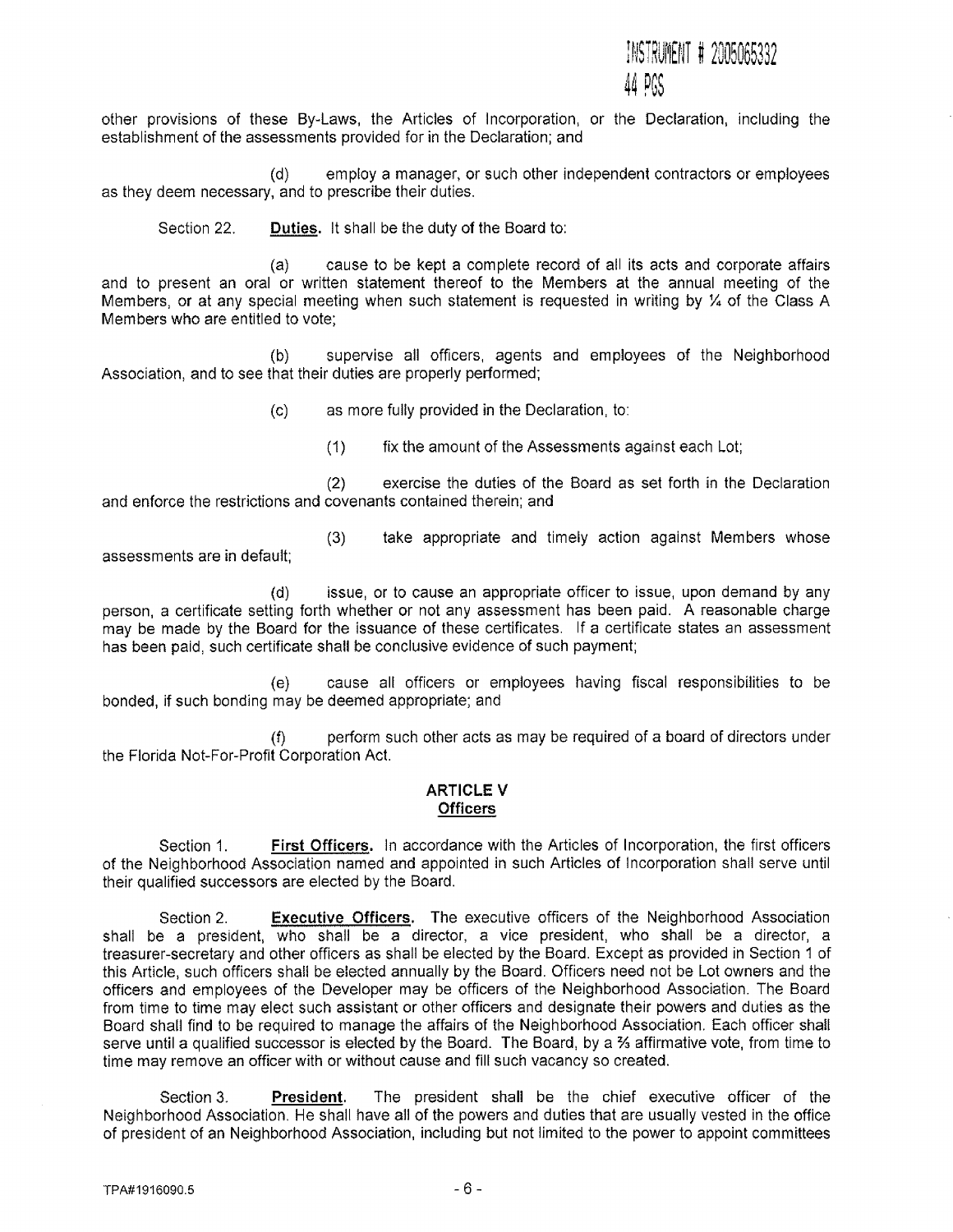other provisions of these By-Laws, the Articles of Incorporation, or the Declaration, including the establishment of the assessments provided for in the Declaration; and

(d) employ a manager, or such other independent contractors or employees as they deem necessary, and to prescribe their duties.

Section 22. **Duties.** It shall be the duty of the Board to:

(a) cause to be kept a complete record of all its acts and corporate affairs and to present an oral or written statement thereof to the Members at the annual meeting of the Members, or at any special meeting when such statement is requested in writing by ¼ of the Class A Members who are entitled to vote;

(b) supervise all officers, agents and employees of the Neighborhood Association, and to see that their duties are properly performed;

(c) as more fully provided in the Declaration, to:

(1) fix the amount of the Assessments against each Lot;

(2) exercise the duties of the Board as set forth in the Declaration and enforce the restrictions and covenants contained therein; and

(3) take appropriate and timely action against Members whose assessments are in default;

(d) issue, or to cause an appropriate officer to issue, upon demand by any person, a certificate setting forth whether or not any assessment has been paid. A reasonable charge may be made by the Board for the issuance of these certificates. If a certificate states an assessment has been paid, such certificate shall be conclusive evidence of such payment;

(e) cause all officers or employees having fiscal responsibilities to be bonded, if such bonding may be deemed appropriate; and

(f) perform such other acts as may be required of a board of directors under the Florida Not-For-Profit Corporation Act.

## ARTICLE V
## Officers

Section 1. **First Officers.** In accordance with the Articles of Incorporation, the first officers of the Neighborhood Association named and appointed in such Articles of Incorporation shall serve until their qualified successors are elected by the Board.

Section 2. **Executive Officers.** The executive officers of the Neighborhood Association shall be a president, who shall be a director, a vice president, who shall be a director, a treasurer-secretary and other officers as shall be elected by the Board. Except as provided in Section 1 of this Article, such officers shall be elected annually by the Board. Officers need not be Lot owners and the officers and employees of the Developer may be officers of the Neighborhood Association. The Board from time to time may elect such assistant or other officers and designate their powers and duties as the Board shall find to be required to manage the affairs of the Neighborhood Association. Each officer shall serve until a qualified successor is elected by the Board. The Board, by a ⅔ affirmative vote, from time to time may remove an officer with or without cause and fill such vacancy so created.

Section 3. **President.** The president shall be the chief executive officer of the Neighborhood Association. He shall have all of the powers and duties that are usually vested in the office of president of an Neighborhood Association, including but not limited to the power to appoint committees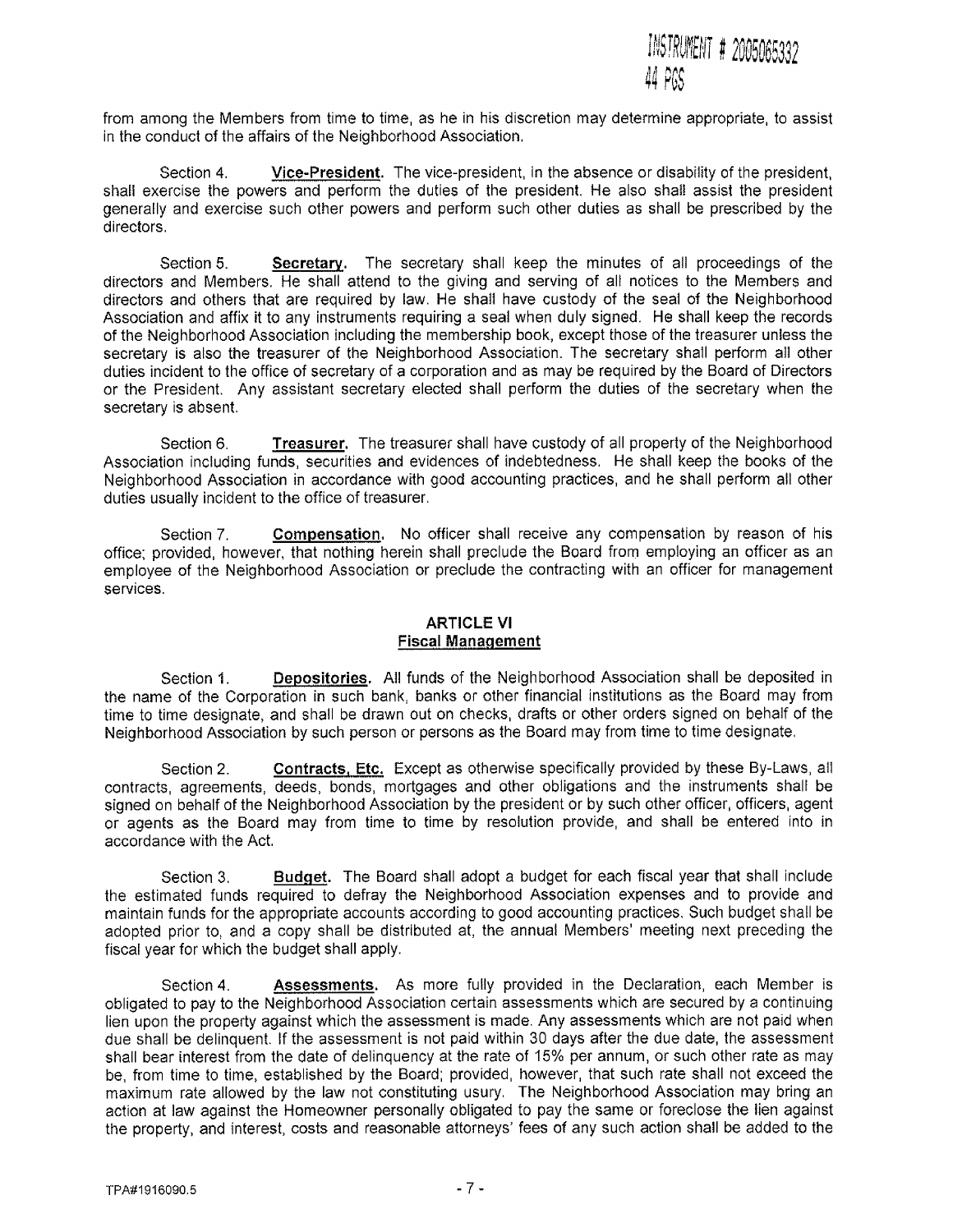from among the Members from time to time, as he in his discretion may determine appropriate, to assist in the conduct of the affairs of the Neighborhood Association.

Section 4. **Vice-President.** The vice-president, in the absence or disability of the president, shall exercise the powers and perform the duties of the president. He also shall assist the president generally and exercise such other powers and perform such other duties as shall be prescribed by the directors.

Section 5. **Secretary.** The secretary shall keep the minutes of all proceedings of the directors and Members. He shall attend to the giving and serving of all notices to the Members and directors and others that are required by law. He shall have custody of the seal of the Neighborhood Association and affix it to any instruments requiring a seal when duly signed. He shall keep the records of the Neighborhood Association including the membership book, except those of the treasurer unless the secretary is also the treasurer of the Neighborhood Association. The secretary shall perform all other duties incident to the office of secretary of a corporation and as may be required by the Board of Directors or the President. Any assistant secretary elected shall perform the duties of the secretary when the secretary is absent.

Section 6. **Treasurer.** The treasurer shall have custody of all property of the Neighborhood Association including funds, securities and evidences of indebtedness. He shall keep the books of the Neighborhood Association in accordance with good accounting practices, and he shall perform all other duties usually incident to the office of treasurer.

Section 7. **Compensation.** No officer shall receive any compensation by reason of his office; provided, however, that nothing herein shall preclude the Board from employing an officer as an employee of the Neighborhood Association or preclude the contracting with an officer for management services.

## ARTICLE VI
## Fiscal Management

Section 1. **Depositories.** All funds of the Neighborhood Association shall be deposited in the name of the Corporation in such bank, banks or other financial institutions as the Board may from time to time designate, and shall be drawn out on checks, drafts or other orders signed on behalf of the Neighborhood Association by such person or persons as the Board may from time to time designate.

Section 2. **Contracts, Etc.** Except as otherwise specifically provided by these By-Laws, all contracts, agreements, deeds, bonds, mortgages and other obligations and the instruments shall be signed on behalf of the Neighborhood Association by the president or by such other officer, officers, agent or agents as the Board may from time to time by resolution provide, and shall be entered into in accordance with the Act.

Section 3. **Budget.** The Board shall adopt a budget for each fiscal year that shall include the estimated funds required to defray the Neighborhood Association expenses and to provide and maintain funds for the appropriate accounts according to good accounting practices. Such budget shall be adopted prior to, and a copy shall be distributed at, the annual Members' meeting next preceding the fiscal year for which the budget shall apply.

Section 4. **Assessments.** As more fully provided in the Declaration, each Member is obligated to pay to the Neighborhood Association certain assessments which are secured by a continuing lien upon the property against which the assessment is made. Any assessments which are not paid when due shall be delinquent. If the assessment is not paid within 30 days after the due date, the assessment shall bear interest from the date of delinquency at the rate of 15% per annum, or such other rate as may be, from time to time, established by the Board; provided, however, that such rate shall not exceed the maximum rate allowed by the law not constituting usury. The Neighborhood Association may bring an action at law against the Homeowner personally obligated to pay the same or foreclose the lien against the property, and interest, costs and reasonable attorneys' fees of any such action shall be added to the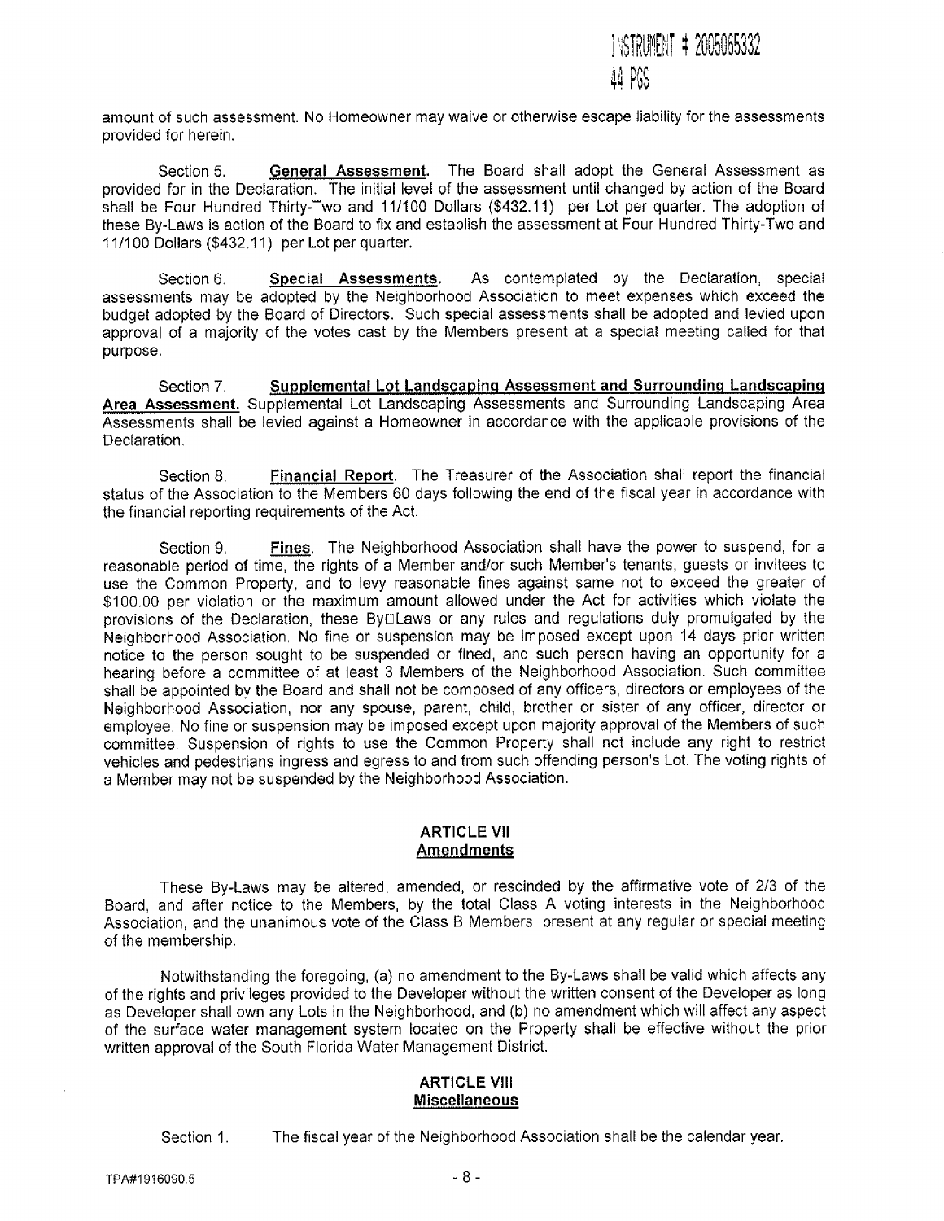amount of such assessment. No Homeowner may waive or otherwise escape liability for the assessments provided for herein.

Section 5. **General Assessment.** The Board shall adopt the General Assessment as provided for in the Declaration. The initial level of the assessment until changed by action of the Board shall be Four Hundred Thirty-Two and 11/100 Dollars ($432.11) per Lot per quarter. The adoption of these By-Laws is action of the Board to fix and establish the assessment at Four Hundred Thirty-Two and 11/100 Dollars ($432.11) per Lot per quarter.

Section 6. **Special Assessments.** As contemplated by the Declaration, special assessments may be adopted by the Neighborhood Association to meet expenses which exceed the budget adopted by the Board of Directors. Such special assessments shall be adopted and levied upon approval of a majority of the votes cast by the Members present at a special meeting called for that purpose.

Section 7. **Supplemental Lot Landscaping Assessment and Surrounding Landscaping Area Assessment.** Supplemental Lot Landscaping Assessments and Surrounding Landscaping Area Assessments shall be levied against a Homeowner in accordance with the applicable provisions of the Declaration.

Section 8. **Financial Report**. The Treasurer of the Association shall report the financial status of the Association to the Members 60 days following the end of the fiscal year in accordance with the financial reporting requirements of the Act.

Section 9. **Fines**. The Neighborhood Association shall have the power to suspend, for a reasonable period of time, the rights of a Member and/or such Member's tenants, guests or invitees to use the Common Property, and to levy reasonable fines against same not to exceed the greater of $100.00 per violation or the maximum amount allowed under the Act for activities which violate the provisions of the Declaration, these By-Laws or any rules and regulations duly promulgated by the Neighborhood Association. No fine or suspension may be imposed except upon 14 days prior written notice to the person sought to be suspended or fined, and such person having an opportunity for a hearing before a committee of at least 3 Members of the Neighborhood Association. Such committee shall be appointed by the Board and shall not be composed of any officers, directors or employees of the Neighborhood Association, nor any spouse, parent, child, brother or sister of any officer, director or employee. No fine or suspension may be imposed except upon majority approval of the Members of such committee. Suspension of rights to use the Common Property shall not include any right to restrict vehicles and pedestrians ingress and egress to and from such offending person's Lot. The voting rights of a Member may not be suspended by the Neighborhood Association.

## ARTICLE VII
## Amendments

These By-Laws may be altered, amended, or rescinded by the affirmative vote of 2/3 of the Board, and after notice to the Members, by the total Class A voting interests in the Neighborhood Association, and the unanimous vote of the Class B Members, present at any regular or special meeting of the membership.

Notwithstanding the foregoing, (a) no amendment to the By-Laws shall be valid which affects any of the rights and privileges provided to the Developer without the written consent of the Developer as long as Developer shall own any Lots in the Neighborhood, and (b) no amendment which will affect any aspect of the surface water management system located on the Property shall be effective without the prior written approval of the South Florida Water Management District.

## ARTICLE VIII
## Miscellaneous

Section 1. The fiscal year of the Neighborhood Association shall be the calendar year.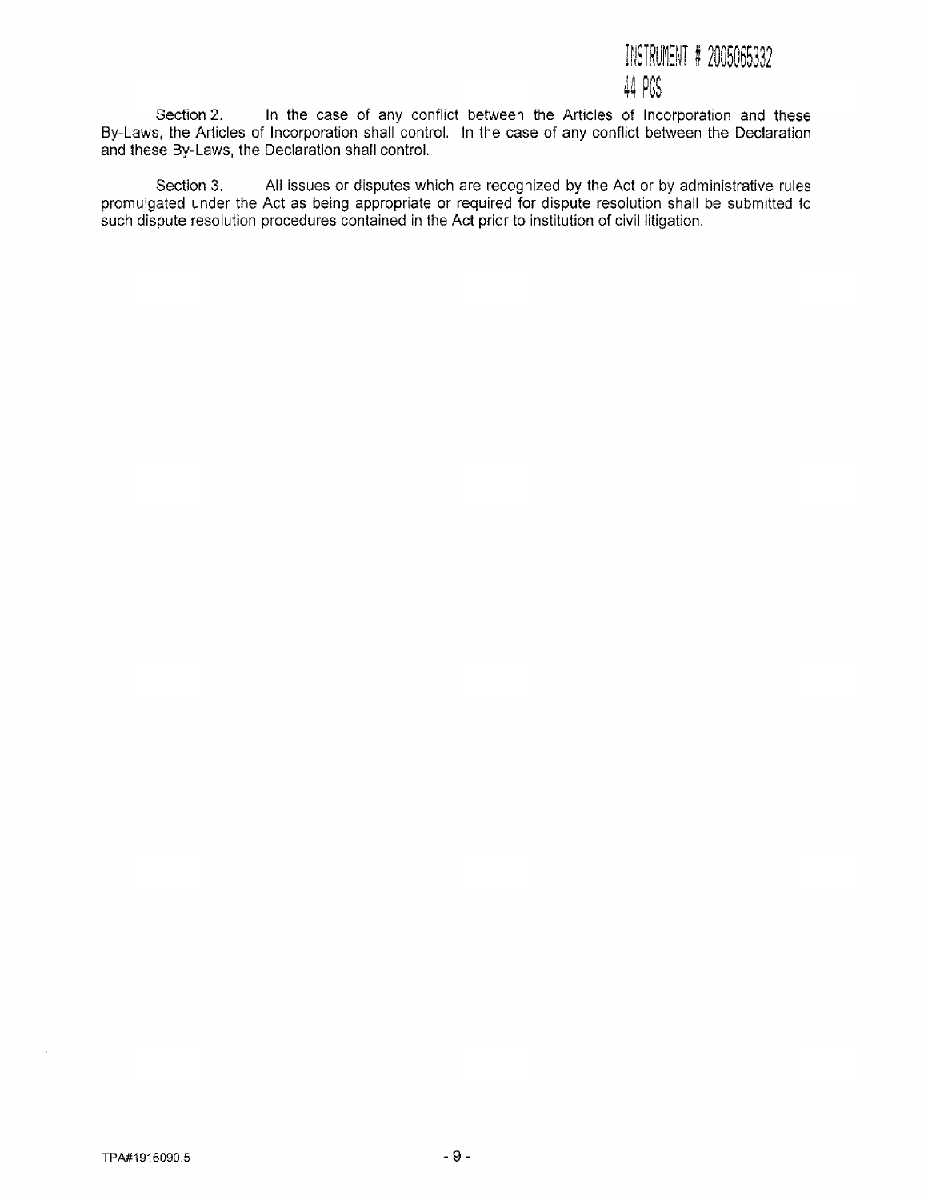Section 2. In the case of any conflict between the Articles of Incorporation and these By-Laws, the Articles of Incorporation shall control. In the case of any conflict between the Declaration and these By-Laws, the Declaration shall control.

Section 3. All issues or disputes which are recognized by the Act or by administrative rules promulgated under the Act as being appropriate or required for dispute resolution shall be submitted to such dispute resolution procedures contained in the Act prior to institution of civil litigation.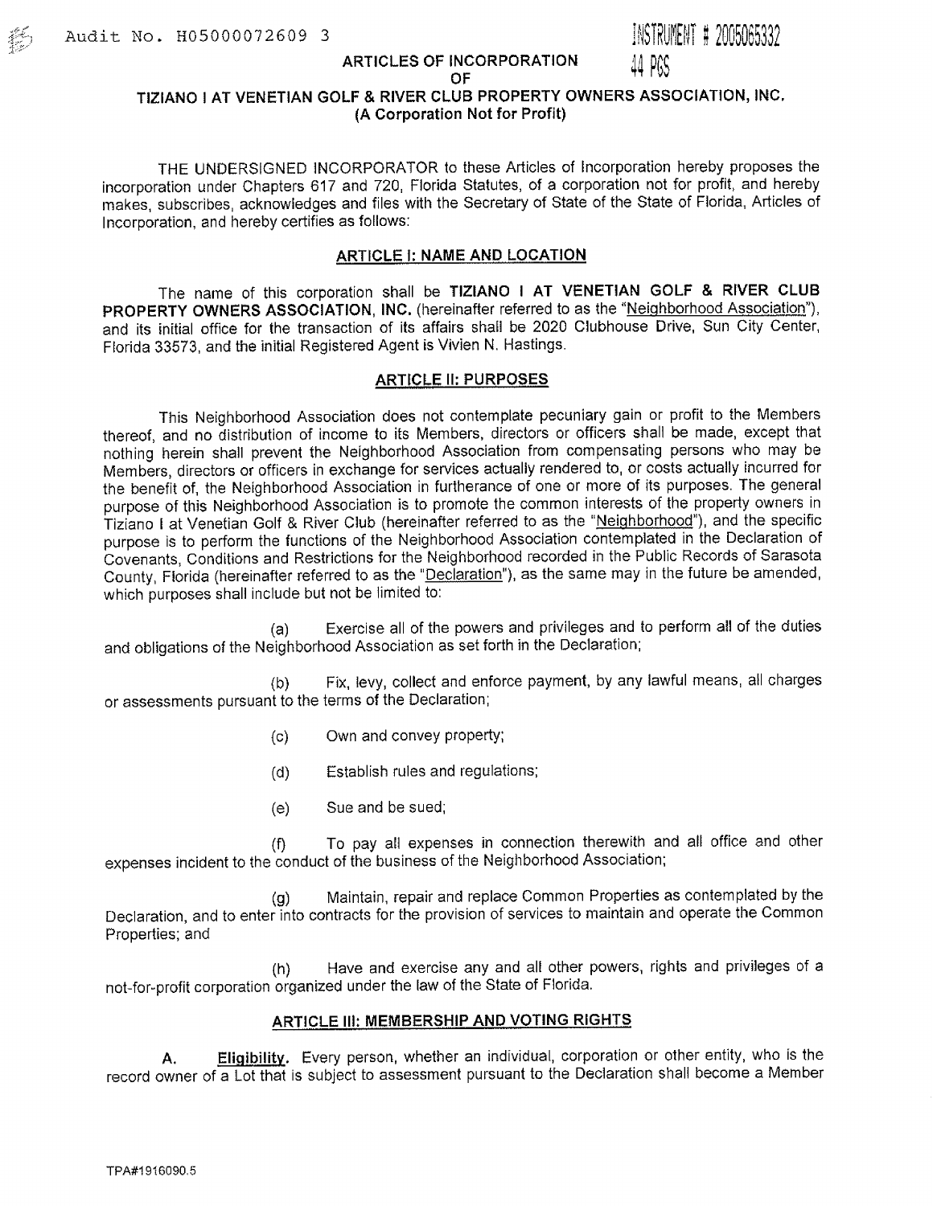Audit No. H05000072609 3

INSTRUMENT # 2005065332
44 PGS

# ARTICLES OF INCORPORATION
# OF
# TIZIANO I AT VENETIAN GOLF & RIVER CLUB PROPERTY OWNERS ASSOCIATION, INC.
**(A Corporation Not for Profit)**

THE UNDERSIGNED INCORPORATOR to these Articles of Incorporation hereby proposes the incorporation under Chapters 617 and 720, Florida Statutes, of a corporation not for profit, and hereby makes, subscribes, acknowledges and files with the Secretary of State of the State of Florida, Articles of Incorporation, and hereby certifies as follows:

## ARTICLE I: NAME AND LOCATION

The name of this corporation shall be **TIZIANO I AT VENETIAN GOLF & RIVER CLUB PROPERTY OWNERS ASSOCIATION, INC.** (hereinafter referred to as the "Neighborhood Association"), and its initial office for the transaction of its affairs shall be 2020 Clubhouse Drive, Sun City Center, Florida 33573, and the initial Registered Agent is Vivien N. Hastings.

## ARTICLE II: PURPOSES

This Neighborhood Association does not contemplate pecuniary gain or profit to the Members thereof, and no distribution of income to its Members, directors or officers shall be made, except that nothing herein shall prevent the Neighborhood Association from compensating persons who may be Members, directors or officers in exchange for services actually rendered to, or costs actually incurred for the benefit of, the Neighborhood Association in furtherance of one or more of its purposes. The general purpose of this Neighborhood Association is to promote the common interests of the property owners in Tiziano I at Venetian Golf & River Club (hereinafter referred to as the "Neighborhood"), and the specific purpose is to perform the functions of the Neighborhood Association contemplated in the Declaration of Covenants, Conditions and Restrictions for the Neighborhood recorded in the Public Records of Sarasota County, Florida (hereinafter referred to as the "Declaration"), as the same may in the future be amended, which purposes shall include but not be limited to:

(a) Exercise all of the powers and privileges and to perform all of the duties and obligations of the Neighborhood Association as set forth in the Declaration;

(b) Fix, levy, collect and enforce payment, by any lawful means, all charges or assessments pursuant to the terms of the Declaration;

(c) Own and convey property;

(d) Establish rules and regulations;

(e) Sue and be sued;

(f) To pay all expenses in connection therewith and all office and other expenses incident to the conduct of the business of the Neighborhood Association;

(g) Maintain, repair and replace Common Properties as contemplated by the Declaration, and to enter into contracts for the provision of services to maintain and operate the Common Properties; and

(h) Have and exercise any and all other powers, rights and privileges of a not-for-profit corporation organized under the law of the State of Florida.

## ARTICLE III: MEMBERSHIP AND VOTING RIGHTS

**A. Eligibility.** Every person, whether an individual, corporation or other entity, who is the record owner of a Lot that is subject to assessment pursuant to the Declaration shall become a Member

TPA#1916090.5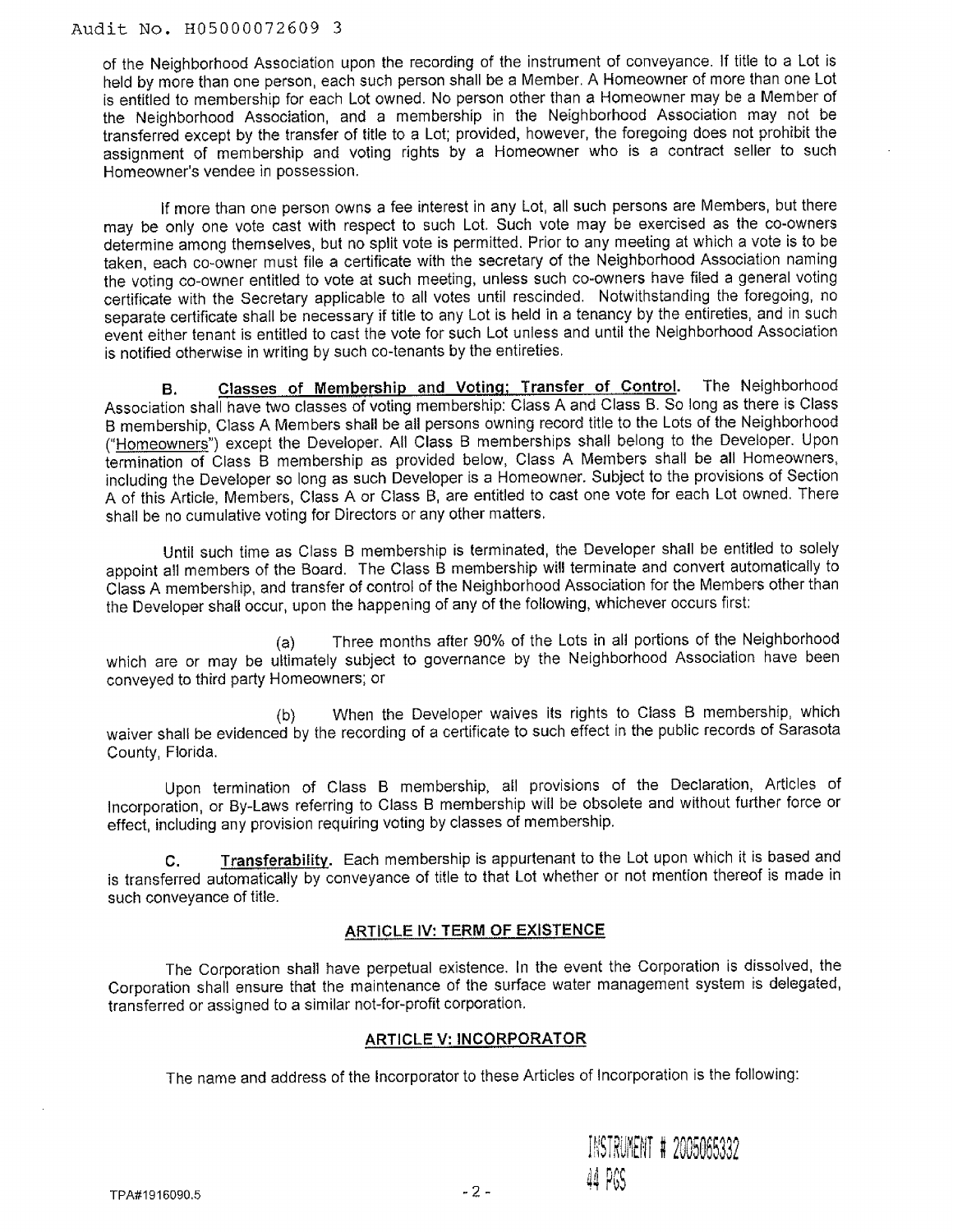of the Neighborhood Association upon the recording of the instrument of conveyance. If title to a Lot is held by more than one person, each such person shall be a Member. A Homeowner of more than one Lot is entitled to membership for each Lot owned. No person other than a Homeowner may be a Member of the Neighborhood Association, and a membership in the Neighborhood Association may not be transferred except by the transfer of title to a Lot; provided, however, the foregoing does not prohibit the assignment of membership and voting rights by a Homeowner who is a contract seller to such Homeowner's vendee in possession.

If more than one person owns a fee interest in any Lot, all such persons are Members, but there may be only one vote cast with respect to such Lot. Such vote may be exercised as the co-owners determine among themselves, but no split vote is permitted. Prior to any meeting at which a vote is to be taken, each co-owner must file a certificate with the secretary of the Neighborhood Association naming the voting co-owner entitled to vote at such meeting, unless such co-owners have filed a general voting certificate with the Secretary applicable to all votes until rescinded. Notwithstanding the foregoing, no separate certificate shall be necessary if title to any Lot is held in a tenancy by the entireties, and in such event either tenant is entitled to cast the vote for such Lot unless and until the Neighborhood Association is notified otherwise in writing by such co-tenants by the entireties.

**B. Classes of Membership and Voting; Transfer of Control.** The Neighborhood Association shall have two classes of voting membership: Class A and Class B. So long as there is Class B membership, Class A Members shall be all persons owning record title to the Lots of the Neighborhood ("Homeowners") except the Developer. All Class B memberships shall belong to the Developer. Upon termination of Class B membership as provided below, Class A Members shall be all Homeowners, including the Developer so long as such Developer is a Homeowner. Subject to the provisions of Section A of this Article, Members, Class A or Class B, are entitled to cast one vote for each Lot owned. There shall be no cumulative voting for Directors or any other matters.

Until such time as Class B membership is terminated, the Developer shall be entitled to solely appoint all members of the Board. The Class B membership will terminate and convert automatically to Class A membership, and transfer of control of the Neighborhood Association for the Members other than the Developer shall occur, upon the happening of any of the following, whichever occurs first:

(a) Three months after 90% of the Lots in all portions of the Neighborhood which are or may be ultimately subject to governance by the Neighborhood Association have been conveyed to third party Homeowners; or

(b) When the Developer waives its rights to Class B membership, which waiver shall be evidenced by the recording of a certificate to such effect in the public records of Sarasota County, Florida.

Upon termination of Class B membership, all provisions of the Declaration, Articles of Incorporation, or By-Laws referring to Class B membership will be obsolete and without further force or effect, including any provision requiring voting by classes of membership.

**C. Transferability.** Each membership is appurtenant to the Lot upon which it is based and is transferred automatically by conveyance of title to that Lot whether or not mention thereof is made in such conveyance of title.

## ARTICLE IV: TERM OF EXISTENCE

The Corporation shall have perpetual existence. In the event the Corporation is dissolved, the Corporation shall ensure that the maintenance of the surface water management system is delegated, transferred or assigned to a similar not-for-profit corporation.

## ARTICLE V: INCORPORATOR

The name and address of the Incorporator to these Articles of Incorporation is the following:

INSTRUMENT # 2005065332
44 PGS

TPA#1916090.5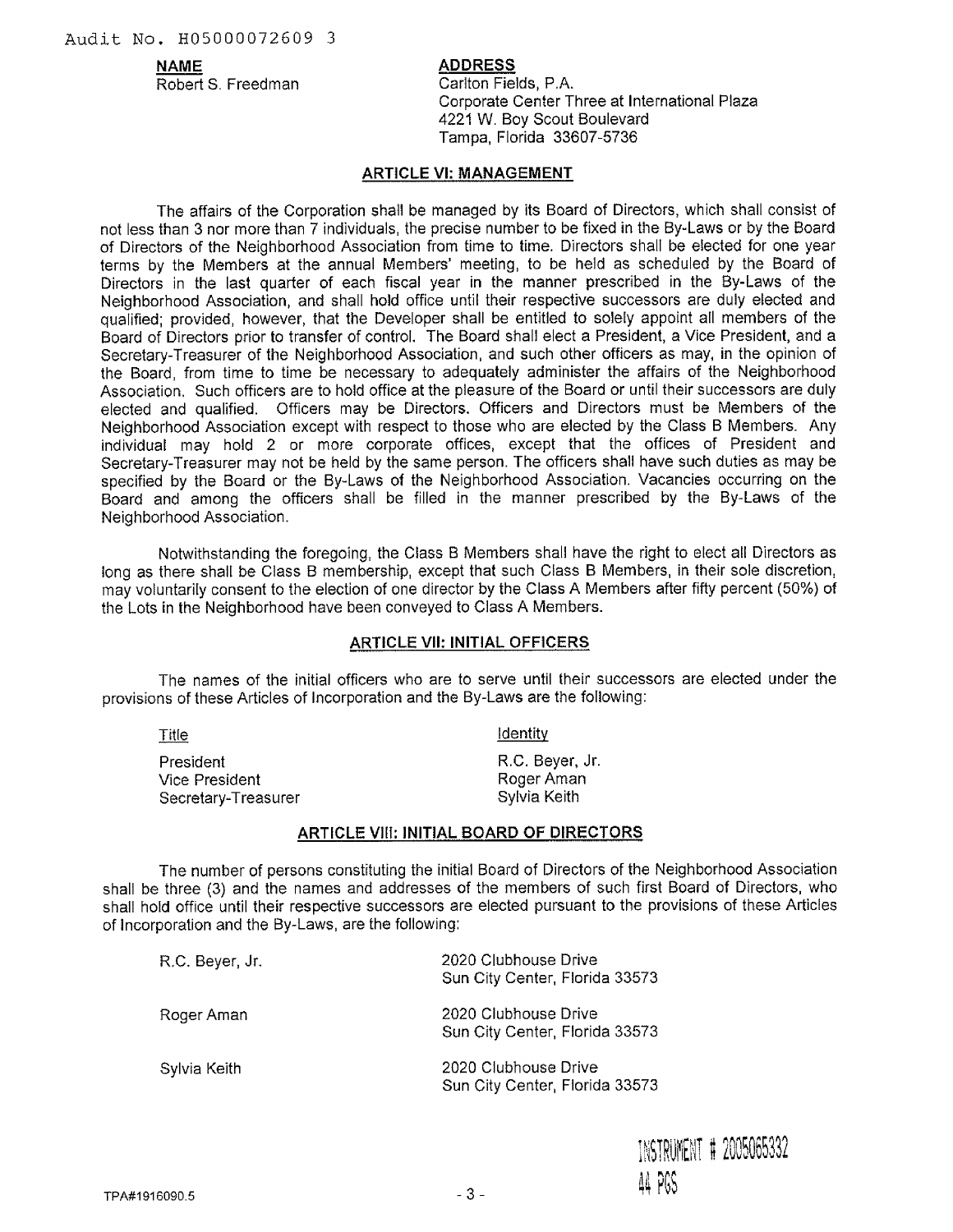Audit No. H05000072609 3

| **NAME** | **ADDRESS** |
|---|---|
| Robert S. Freedman | Carlton Fields, P.A.<br>Corporate Center Three at International Plaza<br>4221 W. Boy Scout Boulevard<br>Tampa, Florida 33607-5736 |

## ARTICLE VI: MANAGEMENT

The affairs of the Corporation shall be managed by its Board of Directors, which shall consist of not less than 3 nor more than 7 individuals, the precise number to be fixed in the By-Laws or by the Board of Directors of the Neighborhood Association from time to time. Directors shall be elected for one year terms by the Members at the annual Members' meeting, to be held as scheduled by the Board of Directors in the last quarter of each fiscal year in the manner prescribed in the By-Laws of the Neighborhood Association, and shall hold office until their respective successors are duly elected and qualified; provided, however, that the Developer shall be entitled to solely appoint all members of the Board of Directors prior to transfer of control. The Board shall elect a President, a Vice President, and a Secretary-Treasurer of the Neighborhood Association, and such other officers as may, in the opinion of the Board, from time to time be necessary to adequately administer the affairs of the Neighborhood Association. Such officers are to hold office at the pleasure of the Board or until their successors are duly elected and qualified. Officers may be Directors. Officers and Directors must be Members of the Neighborhood Association except with respect to those who are elected by the Class B Members. Any individual may hold 2 or more corporate offices, except that the offices of President and Secretary-Treasurer may not be held by the same person. The officers shall have such duties as may be specified by the Board or the By-Laws of the Neighborhood Association. Vacancies occurring on the Board and among the officers shall be filled in the manner prescribed by the By-Laws of the Neighborhood Association.

Notwithstanding the foregoing, the Class B Members shall have the right to elect all Directors as long as there shall be Class B membership, except that such Class B Members, in their sole discretion, may voluntarily consent to the election of one director by the Class A Members after fifty percent (50%) of the Lots in the Neighborhood have been conveyed to Class A Members.

## ARTICLE VII: INITIAL OFFICERS

The names of the initial officers who are to serve until their successors are elected under the provisions of these Articles of Incorporation and the By-Laws are the following:

| Title | Identity |
|---|---|
| President | R.C. Beyer, Jr. |
| Vice President | Roger Aman |
| Secretary-Treasurer | Sylvia Keith |

## ARTICLE VIII: INITIAL BOARD OF DIRECTORS

The number of persons constituting the initial Board of Directors of the Neighborhood Association shall be three (3) and the names and addresses of the members of such first Board of Directors, who shall hold office until their respective successors are elected pursuant to the provisions of these Articles of Incorporation and the By-Laws, are the following:

| | |
|---|---|
| R.C. Beyer, Jr. | 2020 Clubhouse Drive<br>Sun City Center, Florida 33573 |
| Roger Aman | 2020 Clubhouse Drive<br>Sun City Center, Florida 33573 |
| Sylvia Keith | 2020 Clubhouse Drive<br>Sun City Center, Florida 33573 |

INSTRUMENT # 2005065332
44 PGS

TPA#1916090.5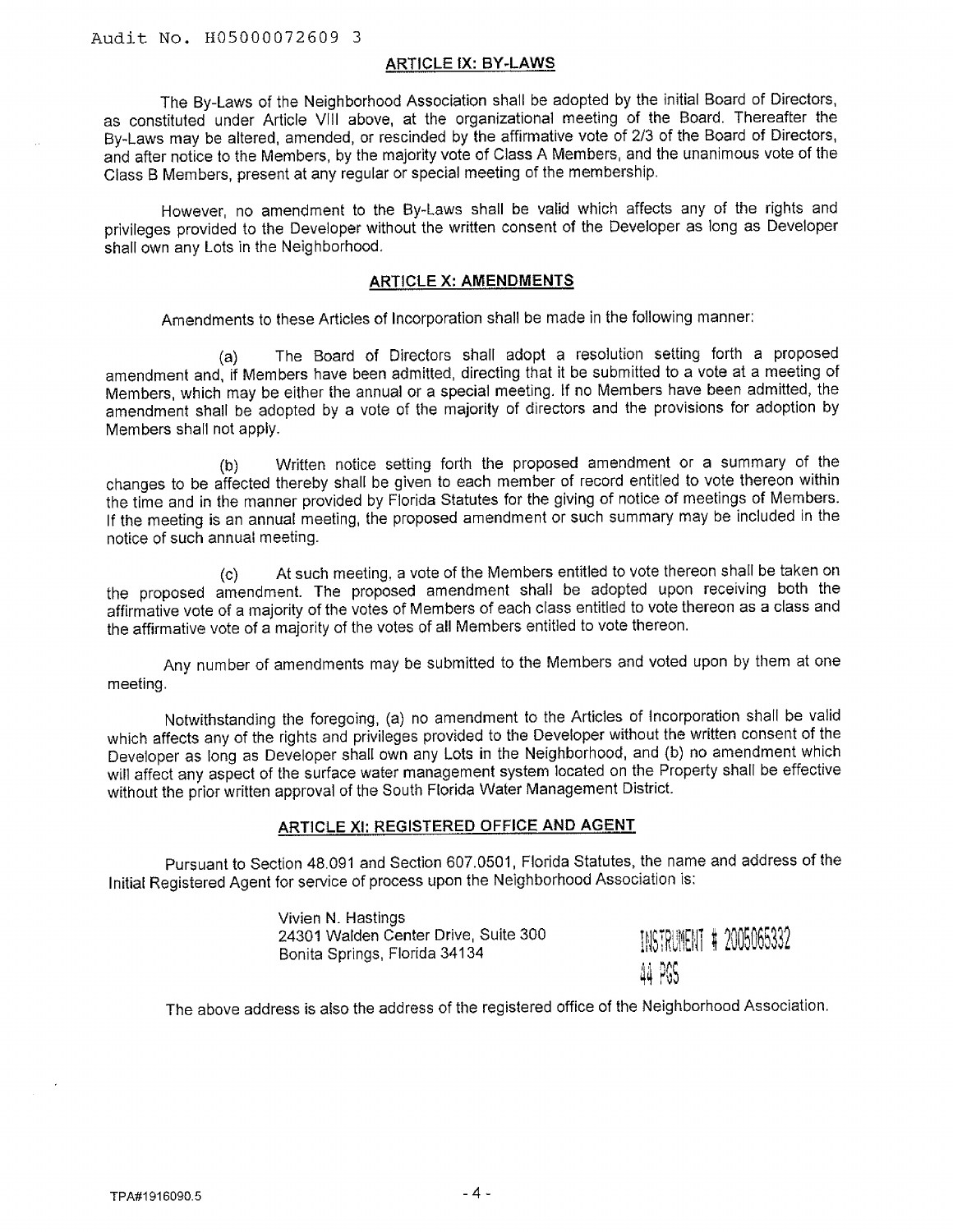Audit No. H05000072609 3

## ARTICLE IX: BY-LAWS

The By-Laws of the Neighborhood Association shall be adopted by the initial Board of Directors, as constituted under Article VIII above, at the organizational meeting of the Board. Thereafter the By-Laws may be altered, amended, or rescinded by the affirmative vote of 2/3 of the Board of Directors, and after notice to the Members, by the majority vote of Class A Members, and the unanimous vote of the Class B Members, present at any regular or special meeting of the membership.

However, no amendment to the By-Laws shall be valid which affects any of the rights and privileges provided to the Developer without the written consent of the Developer as long as Developer shall own any Lots in the Neighborhood.

## ARTICLE X: AMENDMENTS

Amendments to these Articles of Incorporation shall be made in the following manner:

(a) The Board of Directors shall adopt a resolution setting forth a proposed amendment and, if Members have been admitted, directing that it be submitted to a vote at a meeting of Members, which may be either the annual or a special meeting. If no Members have been admitted, the amendment shall be adopted by a vote of the majority of directors and the provisions for adoption by Members shall not apply.

(b) Written notice setting forth the proposed amendment or a summary of the changes to be affected thereby shall be given to each member of record entitled to vote thereon within the time and in the manner provided by Florida Statutes for the giving of notice of meetings of Members. If the meeting is an annual meeting, the proposed amendment or such summary may be included in the notice of such annual meeting.

(c) At such meeting, a vote of the Members entitled to vote thereon shall be taken on the proposed amendment. The proposed amendment shall be adopted upon receiving both the affirmative vote of a majority of the votes of Members of each class entitled to vote thereon as a class and the affirmative vote of a majority of the votes of all Members entitled to vote thereon.

Any number of amendments may be submitted to the Members and voted upon by them at one meeting.

Notwithstanding the foregoing, (a) no amendment to the Articles of Incorporation shall be valid which affects any of the rights and privileges provided to the Developer without the written consent of the Developer as long as Developer shall own any Lots in the Neighborhood, and (b) no amendment which will affect any aspect of the surface water management system located on the Property shall be effective without the prior written approval of the South Florida Water Management District.

## ARTICLE XI: REGISTERED OFFICE AND AGENT

Pursuant to Section 48.091 and Section 607.0501, Florida Statutes, the name and address of the Initial Registered Agent for service of process upon the Neighborhood Association is:

Vivien N. Hastings
24301 Walden Center Drive, Suite 300
Bonita Springs, Florida 34134

INSTRUMENT # 2005065332
44 PGS

The above address is also the address of the registered office of the Neighborhood Association.

TPA#1916090.5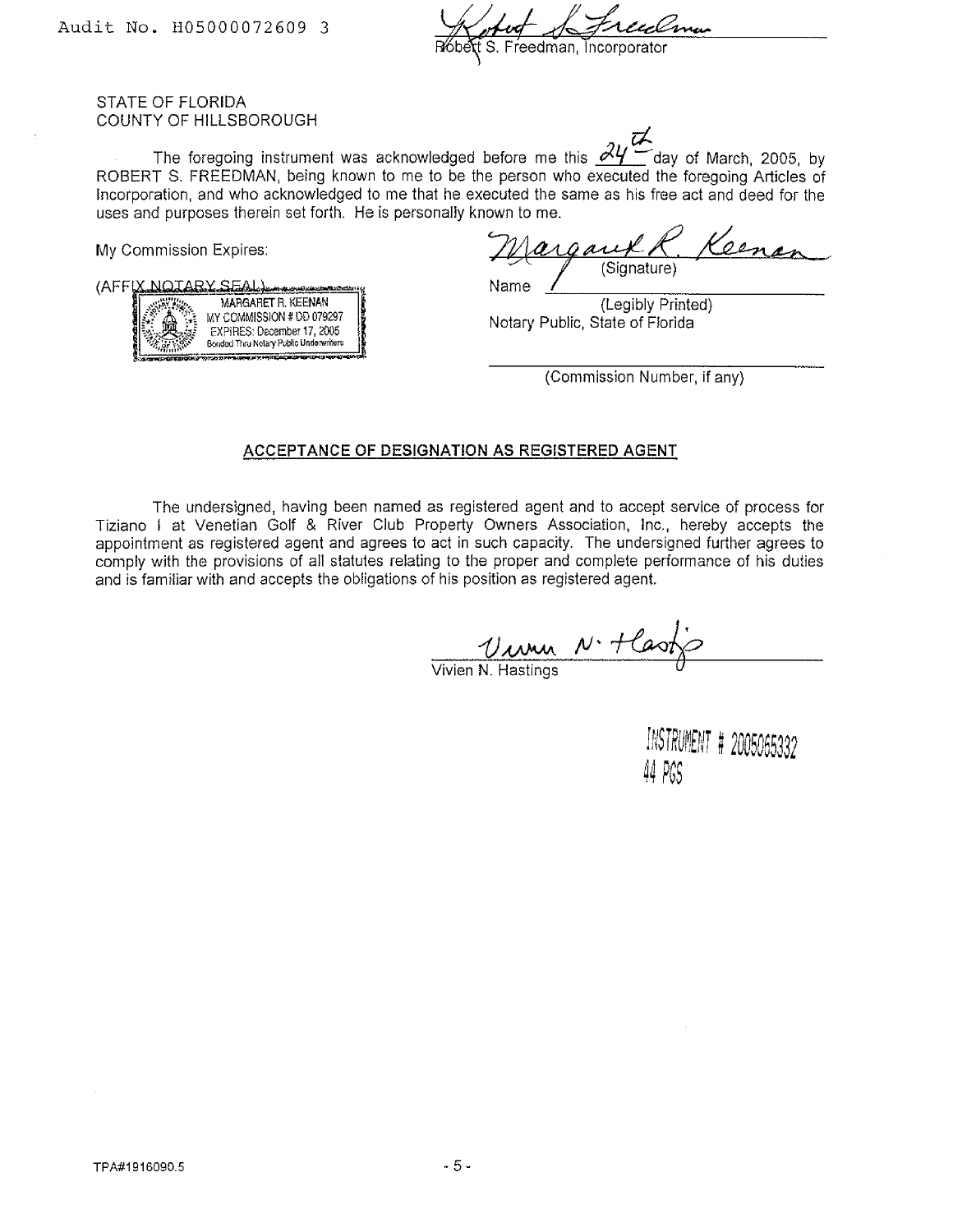Audit No. H05000072609 3

Robert S. Freedman, Incorporator

STATE OF FLORIDA
COUNTY OF HILLSBOROUGH

The foregoing instrument was acknowledged before me this 24th day of March, 2005, by ROBERT S. FREEDMAN, being known to me to be the person who executed the foregoing Articles of Incorporation, and who acknowledged to me that he executed the same as his free act and deed for the uses and purposes therein set forth. He is personally known to me.

My Commission Expires:

(AFFIX NOTARY SEAL)

MARGARET R. KEENAN
MY COMMISSION # DD 079297
EXPIRES: December 17, 2005
Bonded Thru Notary Public Underwriters

Margaret R. Keenan
(Signature)

Name
(Legibly Printed)
Notary Public, State of Florida

(Commission Number, if any)

## ACCEPTANCE OF DESIGNATION AS REGISTERED AGENT

The undersigned, having been named as registered agent and to accept service of process for Tiziano I at Venetian Golf & River Club Property Owners Association, Inc., hereby accepts the appointment as registered agent and agrees to act in such capacity. The undersigned further agrees to comply with the provisions of all statutes relating to the proper and complete performance of his duties and is familiar with and accepts the obligations of his position as registered agent.

Vivien N. Hastings

INSTRUMENT # 2005065332
44 PGS

TPA#1916090.5